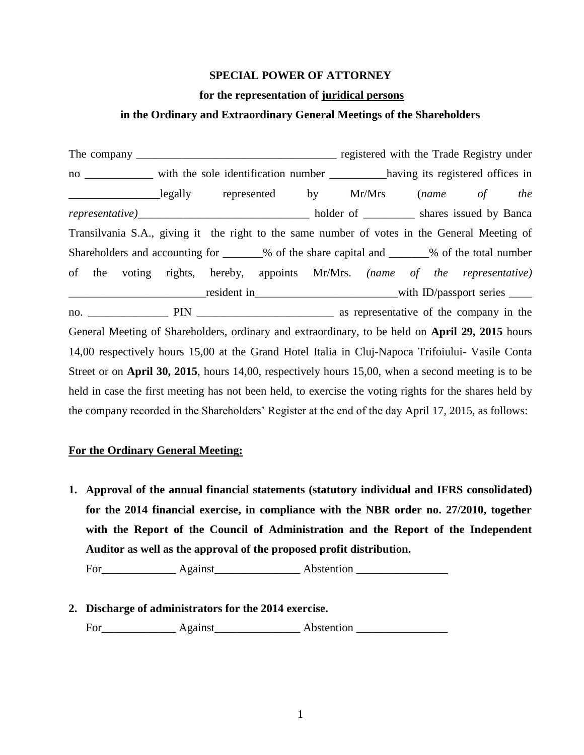**SPECIAL POWER OF ATTORNEY**

**for the representation of juridical persons**

**in the Ordinary and Extraordinary General Meetings of the Shareholders**

The company ___________________________________ registered with the Trade Registry under no ____________ with the sole identification number __________having its registered offices in ________________legally represented by Mr/Mrs (*name of the representative)*______________________________ holder of _________ shares issued by Banca Transilvania S.A., giving it the right to the same number of votes in the General Meeting of Shareholders and accounting for _______% of the share capital and _______% of the total number of the voting rights, hereby, appoints Mr/Mrs. *(name of the representative)* ________________________resident in_________________________with ID/passport series ____ no. ______________ PIN ________________________ as representative of the company in the General Meeting of Shareholders, ordinary and extraordinary, to be held on **April 29, 2015** hours 14,00 respectively hours 15,00 at the Grand Hotel Italia in Cluj-Napoca Trifoiului- Vasile Conta Street or on **April 30, 2015**, hours 14,00, respectively hours 15,00, when a second meeting is to be held in case the first meeting has not been held, to exercise the voting rights for the shares held by the company recorded in the Shareholders' Register at the end of the day April 17, 2015, as follows:

**For the Ordinary General Meeting:**

1. **Approval of the annual financial statements (statutory individual and IFRS consolidated) for the 2014 financial exercise, in compliance with the NBR order no. 27/2010, together with the Report of the Council of Administration and the Report of the Independent Auditor as well as the approval of the proposed profit distribution.**

   For_____________ Against_______________ Abstention ________________

2. **Discharge of administrators for the 2014 exercise.**

   For_____________ Against_______________ Abstention ________________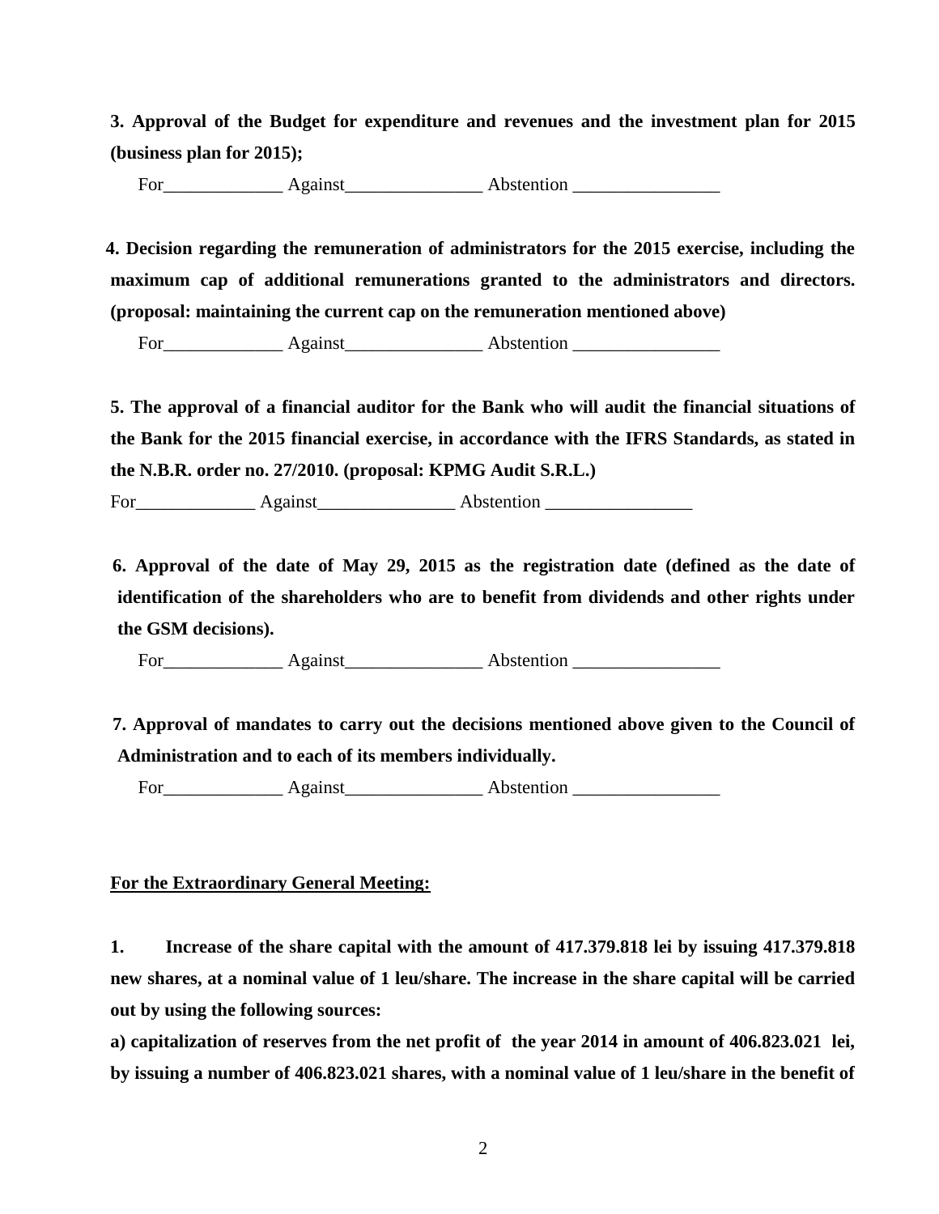**3. Approval of the Budget for expenditure and revenues and the investment plan for 2015 (business plan for 2015);**

For_____________ Against_______________ Abstention ________________

**4. Decision regarding the remuneration of administrators for the 2015 exercise, including the maximum cap of additional remunerations granted to the administrators and directors. (proposal: maintaining the current cap on the remuneration mentioned above)**

For_____________ Against_______________ Abstention ________________

**5. The approval of a financial auditor for the Bank who will audit the financial situations of the Bank for the 2015 financial exercise, in accordance with the IFRS Standards, as stated in the N.B.R. order no. 27/2010. (proposal: KPMG Audit S.R.L.)**

For_____________ Against_______________ Abstention ________________

**6. Approval of the date of May 29, 2015 as the registration date (defined as the date of identification of the shareholders who are to benefit from dividends and other rights under the GSM decisions).**

For_____________ Against_______________ Abstention ________________

**7. Approval of mandates to carry out the decisions mentioned above given to the Council of Administration and to each of its members individually.**

For_____________ Against_______________ Abstention ________________

**<u>For the Extraordinary General Meeting:</u>**

**1. Increase of the share capital with the amount of 417.379.818 lei by issuing 417.379.818 new shares, at a nominal value of 1 leu/share. The increase in the share capital will be carried out by using the following sources:**

**a) capitalization of reserves from the net profit of the year 2014 in amount of 406.823.021 lei, by issuing a number of 406.823.021 shares, with a nominal value of 1 leu/share in the benefit of**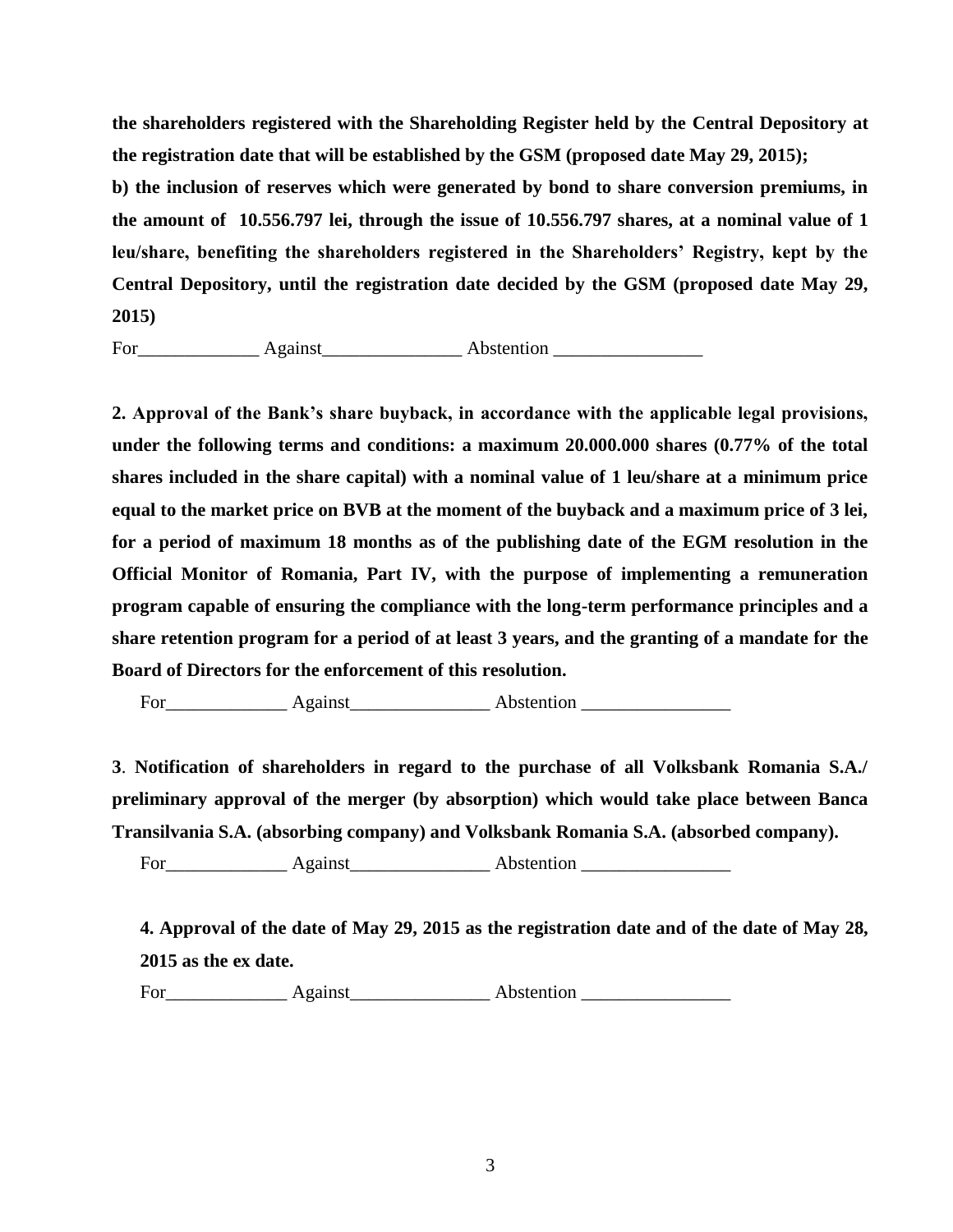**the shareholders registered with the Shareholding Register held by the Central Depository at the registration date that will be established by the GSM (proposed date May 29, 2015);**

**b) the inclusion of reserves which were generated by bond to share conversion premiums, in the amount of 10.556.797 lei, through the issue of 10.556.797 shares, at a nominal value of 1 leu/share, benefiting the shareholders registered in the Shareholders' Registry, kept by the Central Depository, until the registration date decided by the GSM (proposed date May 29, 2015)**

For_____________ Against_______________ Abstention ________________

**2. Approval of the Bank's share buyback, in accordance with the applicable legal provisions, under the following terms and conditions: a maximum 20.000.000 shares (0.77% of the total shares included in the share capital) with a nominal value of 1 leu/share at a minimum price equal to the market price on BVB at the moment of the buyback and a maximum price of 3 lei, for a period of maximum 18 months as of the publishing date of the EGM resolution in the Official Monitor of Romania, Part IV, with the purpose of implementing a remuneration program capable of ensuring the compliance with the long-term performance principles and a share retention program for a period of at least 3 years, and the granting of a mandate for the Board of Directors for the enforcement of this resolution.**

For_____________ Against_______________ Abstention ________________

**3**. **Notification of shareholders in regard to the purchase of all Volksbank Romania S.A./ preliminary approval of the merger (by absorption) which would take place between Banca Transilvania S.A. (absorbing company) and Volksbank Romania S.A. (absorbed company).**

For_____________ Against_______________ Abstention ________________

**4. Approval of the date of May 29, 2015 as the registration date and of the date of May 28, 2015 as the ex date.**

For_____________ Against_______________ Abstention ________________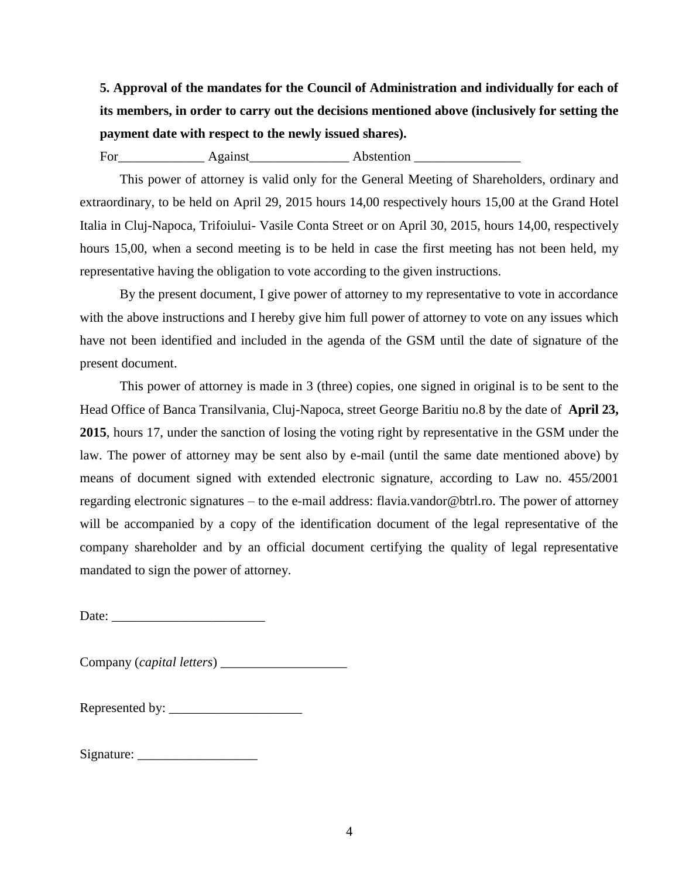**5. Approval of the mandates for the Council of Administration and individually for each of its members, in order to carry out the decisions mentioned above (inclusively for setting the payment date with respect to the newly issued shares).**

For_____________ Against_______________ Abstention ________________

This power of attorney is valid only for the General Meeting of Shareholders, ordinary and extraordinary, to be held on April 29, 2015 hours 14,00 respectively hours 15,00 at the Grand Hotel Italia in Cluj-Napoca, Trifoiului- Vasile Conta Street or on April 30, 2015, hours 14,00, respectively hours 15,00, when a second meeting is to be held in case the first meeting has not been held, my representative having the obligation to vote according to the given instructions.

By the present document, I give power of attorney to my representative to vote in accordance with the above instructions and I hereby give him full power of attorney to vote on any issues which have not been identified and included in the agenda of the GSM until the date of signature of the present document.

This power of attorney is made in 3 (three) copies, one signed in original is to be sent to the Head Office of Banca Transilvania, Cluj-Napoca, street George Baritiu no.8 by the date of **April 23, 2015**, hours 17, under the sanction of losing the voting right by representative in the GSM under the law. The power of attorney may be sent also by e-mail (until the same date mentioned above) by means of document signed with extended electronic signature, according to Law no. 455/2001 regarding electronic signatures – to the e-mail address: flavia.vandor@btrl.ro. The power of attorney will be accompanied by a copy of the identification document of the legal representative of the company shareholder and by an official document certifying the quality of legal representative mandated to sign the power of attorney.

Date: _______________________

Company (*capital letters*) ___________________

Represented by: ____________________

Signature: __________________